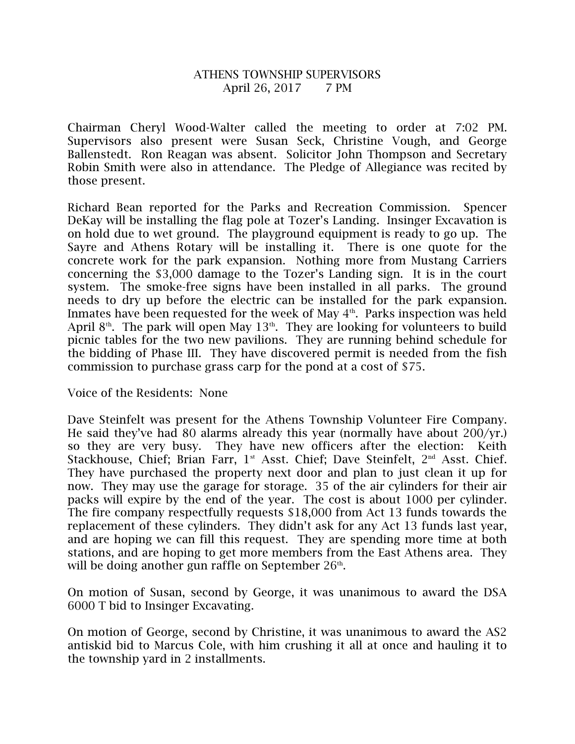# ATHENS TOWNSHIP SUPERVISORS
April 26, 2017 7 PM

Chairman Cheryl Wood-Walter called the meeting to order at 7:02 PM. Supervisors also present were Susan Seck, Christine Vough, and George Ballenstedt. Ron Reagan was absent. Solicitor John Thompson and Secretary Robin Smith were also in attendance. The Pledge of Allegiance was recited by those present.

Richard Bean reported for the Parks and Recreation Commission. Spencer DeKay will be installing the flag pole at Tozer's Landing. Insinger Excavation is on hold due to wet ground. The playground equipment is ready to go up. The Sayre and Athens Rotary will be installing it. There is one quote for the concrete work for the park expansion. Nothing more from Mustang Carriers concerning the $3,000 damage to the Tozer's Landing sign. It is in the court system. The smoke-free signs have been installed in all parks. The ground needs to dry up before the electric can be installed for the park expansion. Inmates have been requested for the week of May 4th. Parks inspection was held April 8th. The park will open May 13th. They are looking for volunteers to build picnic tables for the two new pavilions. They are running behind schedule for the bidding of Phase III. They have discovered permit is needed from the fish commission to purchase grass carp for the pond at a cost of $75.

Voice of the Residents: None

Dave Steinfelt was present for the Athens Township Volunteer Fire Company. He said they've had 80 alarms already this year (normally have about 200/yr.) so they are very busy. They have new officers after the election: Keith Stackhouse, Chief; Brian Farr, 1st Asst. Chief; Dave Steinfelt, 2nd Asst. Chief. They have purchased the property next door and plan to just clean it up for now. They may use the garage for storage. 35 of the air cylinders for their air packs will expire by the end of the year. The cost is about 1000 per cylinder. The fire company respectfully requests $18,000 from Act 13 funds towards the replacement of these cylinders. They didn't ask for any Act 13 funds last year, and are hoping we can fill this request. They are spending more time at both stations, and are hoping to get more members from the East Athens area. They will be doing another gun raffle on September 26th.

On motion of Susan, second by George, it was unanimous to award the DSA 6000 T bid to Insinger Excavating.

On motion of George, second by Christine, it was unanimous to award the AS2 antiskid bid to Marcus Cole, with him crushing it all at once and hauling it to the township yard in 2 installments.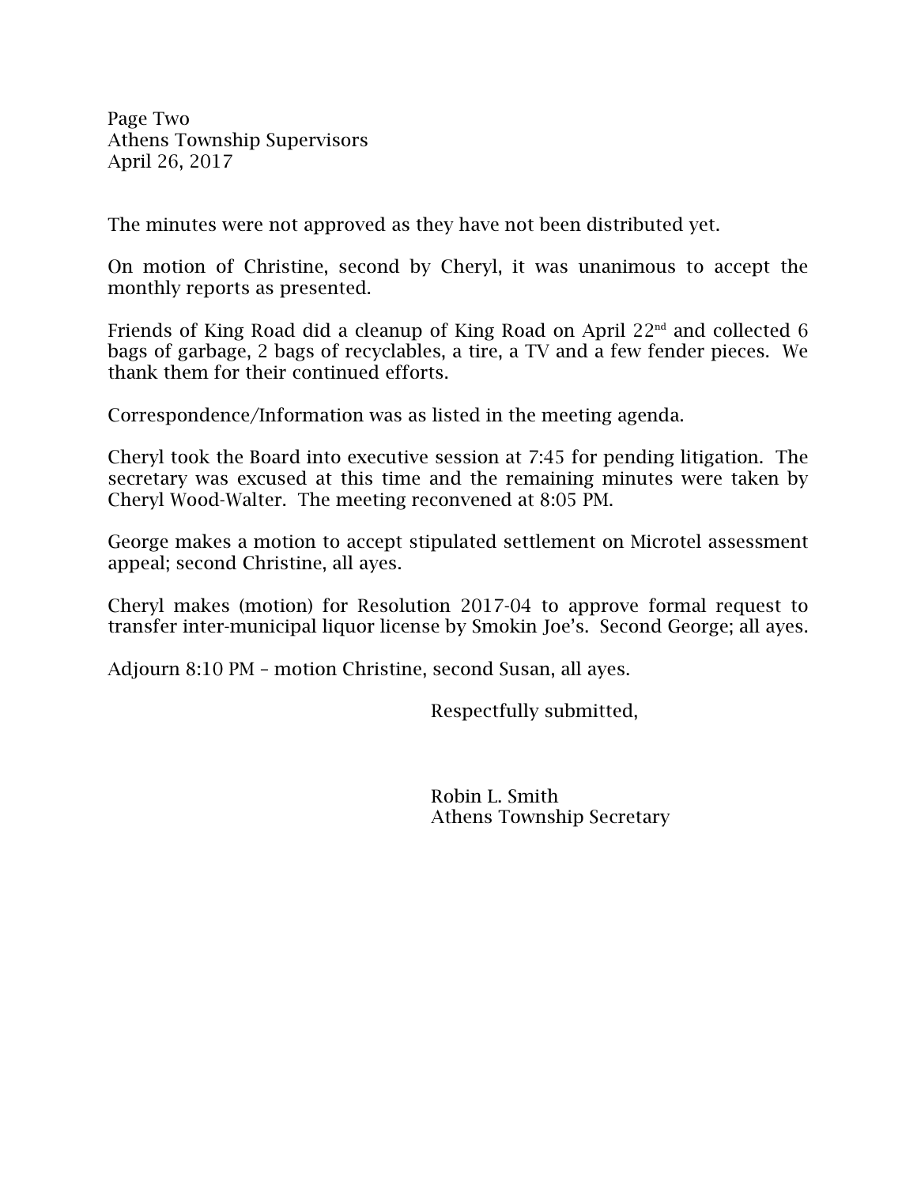The minutes were not approved as they have not been distributed yet.

On motion of Christine, second by Cheryl, it was unanimous to accept the monthly reports as presented.

Friends of King Road did a cleanup of King Road on April 22nd and collected 6 bags of garbage, 2 bags of recyclables, a tire, a TV and a few fender pieces. We thank them for their continued efforts.

Correspondence/Information was as listed in the meeting agenda.

Cheryl took the Board into executive session at 7:45 for pending litigation. The secretary was excused at this time and the remaining minutes were taken by Cheryl Wood-Walter. The meeting reconvened at 8:05 PM.

George makes a motion to accept stipulated settlement on Microtel assessment appeal; second Christine, all ayes.

Cheryl makes (motion) for Resolution 2017-04 to approve formal request to transfer inter-municipal liquor license by Smokin Joe's. Second George; all ayes.

Adjourn 8:10 PM – motion Christine, second Susan, all ayes.

Respectfully submitted,

Robin L. Smith
Athens Township Secretary